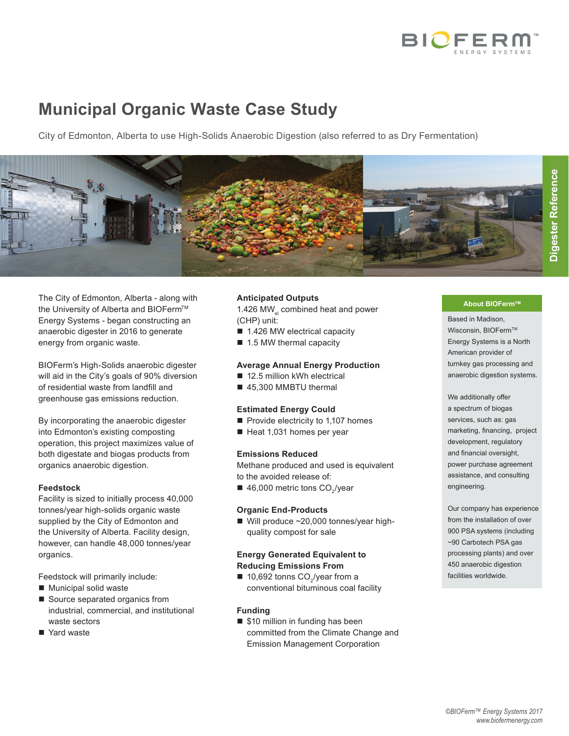# Municipal Organic Waste Case Study

City of Edmonton, Alberta to use High-Solids Anaerobic Digestion (also referred to as Dry Fermentation)

Digester Reference

The City of Edmonton, Alberta - along with the University of Alberta and BIOFerm™ Energy Systems - began constructing an anaerobic digester in 2016 to generate energy from organic waste.

BIOFerm's High-Solids anaerobic digester will aid in the City's goals of 90% diversion of residential waste from landfill and greenhouse gas emissions reduction.

By incorporating the anaerobic digester into Edmonton's existing composting operation, this project maximizes value of both digestate and biogas products from organics anaerobic digestion.

### Feedstock

Facility is sized to initially process 40,000 tonnes/year high-solids organic waste supplied by the City of Edmonton and the University of Alberta. Facility design, however, can handle 48,000 tonnes/year organics.

Feedstock will primarily include:

- Municipal solid waste
- Source separated organics from industrial, commercial, and institutional waste sectors
- Yard waste

### Anticipated Outputs

1.426 $MW_{el}$ combined heat and power (CHP) unit:

- 1.426 MW electrical capacity
- 1.5 MW thermal capacity

### Average Annual Energy Production

- 12.5 million kWh electrical
- 45,300 MMBTU thermal

### Estimated Energy Could

- Provide electricity to 1,107 homes
- Heat 1,031 homes per year

### Emissions Reduced

Methane produced and used is equivalent to the avoided release of:

- 46,000 metric tons $CO_2$/year

### Organic End-Products

- Will produce ~20,000 tonnes/year high-quality compost for sale

### Energy Generated Equivalent to Reducing Emissions From

- 10,692 tonns $CO_2$/year from a conventional bituminous coal facility

### Funding

- $10 million in funding has been committed from the Climate Change and Emission Management Corporation

### About BIOFerm™

Based in Madison, Wisconsin, BIOFerm™ Energy Systems is a North American provider of turnkey gas processing and anaerobic digestion systems.

We additionally offer a spectrum of biogas services, such as: gas marketing, financing, project development, regulatory and financial oversight, power purchase agreement assistance, and consulting engineering.

Our company has experience from the installation of over 900 PSA systems (including ~90 Carbotech PSA gas processing plants) and over 450 anaerobic digestion facilities worldwide.

*©BIOFerm™ Energy Systems 2017*
*www.biofermenergy.com*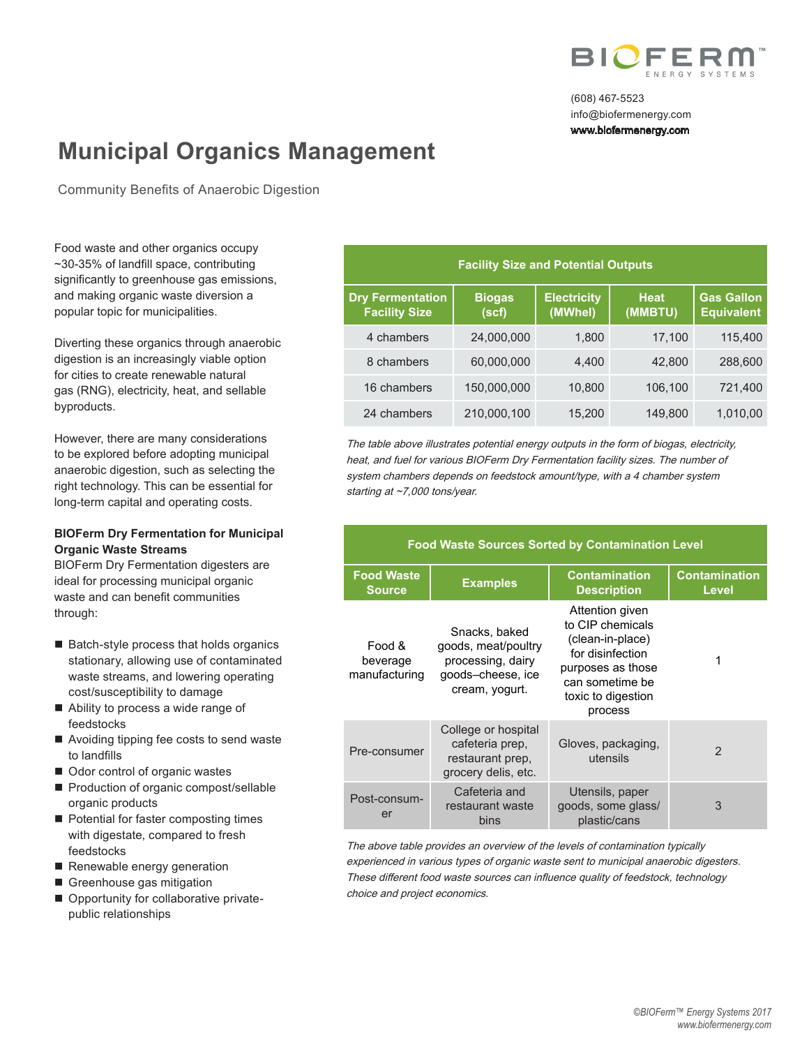# Municipal Organics Management

Community Benefits of Anaerobic Digestion

Food waste and other organics occupy ~30-35% of landfill space, contributing significantly to greenhouse gas emissions, and making organic waste diversion a popular topic for municipalities.

Diverting these organics through anaerobic digestion is an increasingly viable option for cities to create renewable natural gas (RNG), electricity, heat, and sellable byproducts.

However, there are many considerations to be explored before adopting municipal anaerobic digestion, such as selecting the right technology. This can be essential for long-term capital and operating costs.

**BIOFerm Dry Fermentation for Municipal Organic Waste Streams**

BIOFerm Dry Fermentation digesters are ideal for processing municipal organic waste and can benefit communities through:

- Batch-style process that holds organics stationary, allowing use of contaminated waste streams, and lowering operating cost/susceptibility to damage
- Ability to process a wide range of feedstocks
- Avoiding tipping fee costs to send waste to landfills
- Odor control of organic wastes
- Production of organic compost/sellable organic products
- Potential for faster composting times with digestate, compared to fresh feedstocks
- Renewable energy generation
- Greenhouse gas mitigation
- Opportunity for collaborative private-public relationships

**Facility Size and Potential Outputs**

| Dry Fermentation Facility Size | Biogas (scf) | Electricity (MWhel) | Heat (MMBTU) | Gas Gallon Equivalent |
|---|---|---|---|---|
| 4 chambers | 24,000,000 | 1,800 | 17,100 | 115,400 |
| 8 chambers | 60,000,000 | 4,400 | 42,800 | 288,600 |
| 16 chambers | 150,000,000 | 10,800 | 106,100 | 721,400 |
| 24 chambers | 210,000,100 | 15,200 | 149,800 | 1,010,00 |

*The table above illustrates potential energy outputs in the form of biogas, electricity, heat, and fuel for various BIOFerm Dry Fermentation facility sizes. The number of system chambers depends on feedstock amount/type, with a 4 chamber system starting at ~7,000 tons/year.*

**Food Waste Sources Sorted by Contamination Level**

| Food Waste Source | Examples | Contamination Description | Contamination Level |
|---|---|---|---|
| Food & beverage manufacturing | Snacks, baked goods, meat/poultry processing, dairy goods–cheese, ice cream, yogurt. | Attention given to CIP chemicals (clean-in-place) for disinfection purposes as those can sometime be toxic to digestion process | 1 |
| Pre-consumer | College or hospital cafeteria prep, restaurant prep, grocery delis, etc. | Gloves, packaging, utensils | 2 |
| Post-consumer | Cafeteria and restaurant waste bins | Utensils, paper goods, some glass/ plastic/cans | 3 |

*The above table provides an overview of the levels of contamination typically experienced in various types of organic waste sent to municipal anaerobic digesters. These different food waste sources can influence quality of feedstock, technology choice and project economics.*